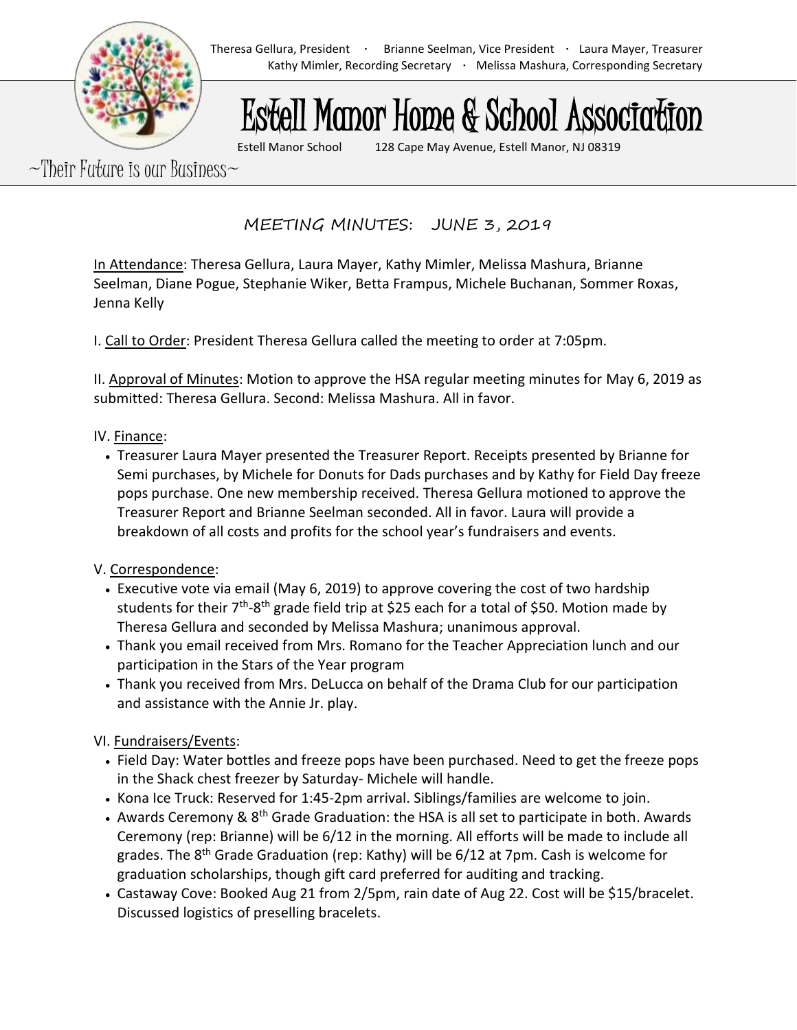Theresa Gellura, President · Brianne Seelman, Vice President · Laura Mayer, Treasurer
Kathy Mimler, Recording Secretary · Melissa Mashura, Corresponding Secretary

# Estell Manor Home & School Association

Estell Manor School 128 Cape May Avenue, Estell Manor, NJ 08319

~Their Future is our Business~

## MEETING MINUTES: JUNE 3, 2019

In Attendance: Theresa Gellura, Laura Mayer, Kathy Mimler, Melissa Mashura, Brianne Seelman, Diane Pogue, Stephanie Wiker, Betta Frampus, Michele Buchanan, Sommer Roxas, Jenna Kelly

I. Call to Order: President Theresa Gellura called the meeting to order at 7:05pm.

II. Approval of Minutes: Motion to approve the HSA regular meeting minutes for May 6, 2019 as submitted: Theresa Gellura. Second: Melissa Mashura. All in favor.

IV. Finance:

- Treasurer Laura Mayer presented the Treasurer Report. Receipts presented by Brianne for Semi purchases, by Michele for Donuts for Dads purchases and by Kathy for Field Day freeze pops purchase. One new membership received. Theresa Gellura motioned to approve the Treasurer Report and Brianne Seelman seconded. All in favor. Laura will provide a breakdown of all costs and profits for the school year's fundraisers and events.

V. Correspondence:

- Executive vote via email (May 6, 2019) to approve covering the cost of two hardship students for their 7th-8th grade field trip at $25 each for a total of $50. Motion made by Theresa Gellura and seconded by Melissa Mashura; unanimous approval.
- Thank you email received from Mrs. Romano for the Teacher Appreciation lunch and our participation in the Stars of the Year program
- Thank you received from Mrs. DeLucca on behalf of the Drama Club for our participation and assistance with the Annie Jr. play.

VI. Fundraisers/Events:

- Field Day: Water bottles and freeze pops have been purchased. Need to get the freeze pops in the Shack chest freezer by Saturday- Michele will handle.
- Kona Ice Truck: Reserved for 1:45-2pm arrival. Siblings/families are welcome to join.
- Awards Ceremony & 8th Grade Graduation: the HSA is all set to participate in both. Awards Ceremony (rep: Brianne) will be 6/12 in the morning. All efforts will be made to include all grades. The 8th Grade Graduation (rep: Kathy) will be 6/12 at 7pm. Cash is welcome for graduation scholarships, though gift card preferred for auditing and tracking.
- Castaway Cove: Booked Aug 21 from 2/5pm, rain date of Aug 22. Cost will be $15/bracelet. Discussed logistics of preselling bracelets.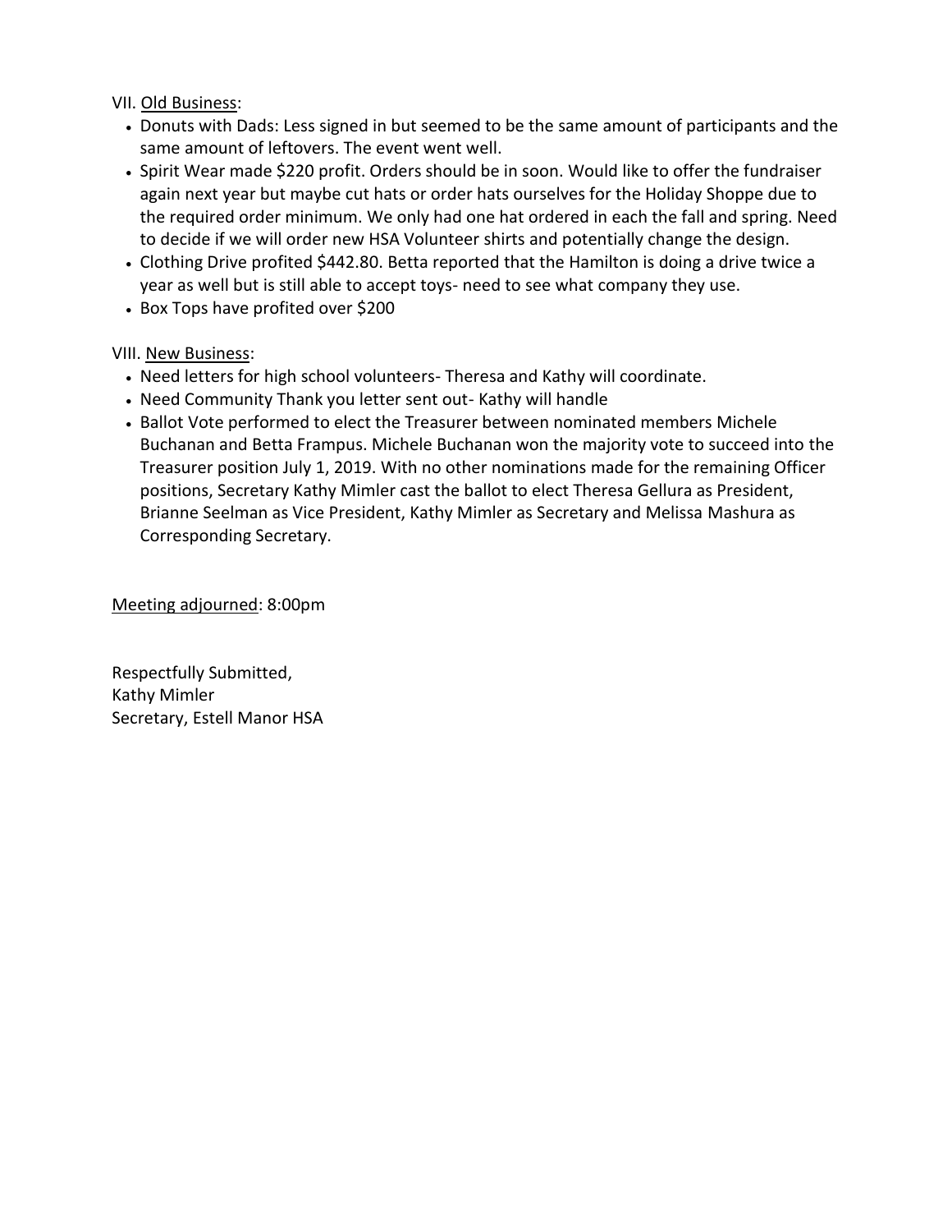VII. Old Business:

- Donuts with Dads: Less signed in but seemed to be the same amount of participants and the same amount of leftovers. The event went well.
- Spirit Wear made $220 profit. Orders should be in soon. Would like to offer the fundraiser again next year but maybe cut hats or order hats ourselves for the Holiday Shoppe due to the required order minimum. We only had one hat ordered in each the fall and spring. Need to decide if we will order new HSA Volunteer shirts and potentially change the design.
- Clothing Drive profited $442.80. Betta reported that the Hamilton is doing a drive twice a year as well but is still able to accept toys- need to see what company they use.
- Box Tops have profited over $200

VIII. New Business:

- Need letters for high school volunteers- Theresa and Kathy will coordinate.
- Need Community Thank you letter sent out- Kathy will handle
- Ballot Vote performed to elect the Treasurer between nominated members Michele Buchanan and Betta Frampus. Michele Buchanan won the majority vote to succeed into the Treasurer position July 1, 2019. With no other nominations made for the remaining Officer positions, Secretary Kathy Mimler cast the ballot to elect Theresa Gellura as President, Brianne Seelman as Vice President, Kathy Mimler as Secretary and Melissa Mashura as Corresponding Secretary.

Meeting adjourned: 8:00pm

Respectfully Submitted,
Kathy Mimler
Secretary, Estell Manor HSA